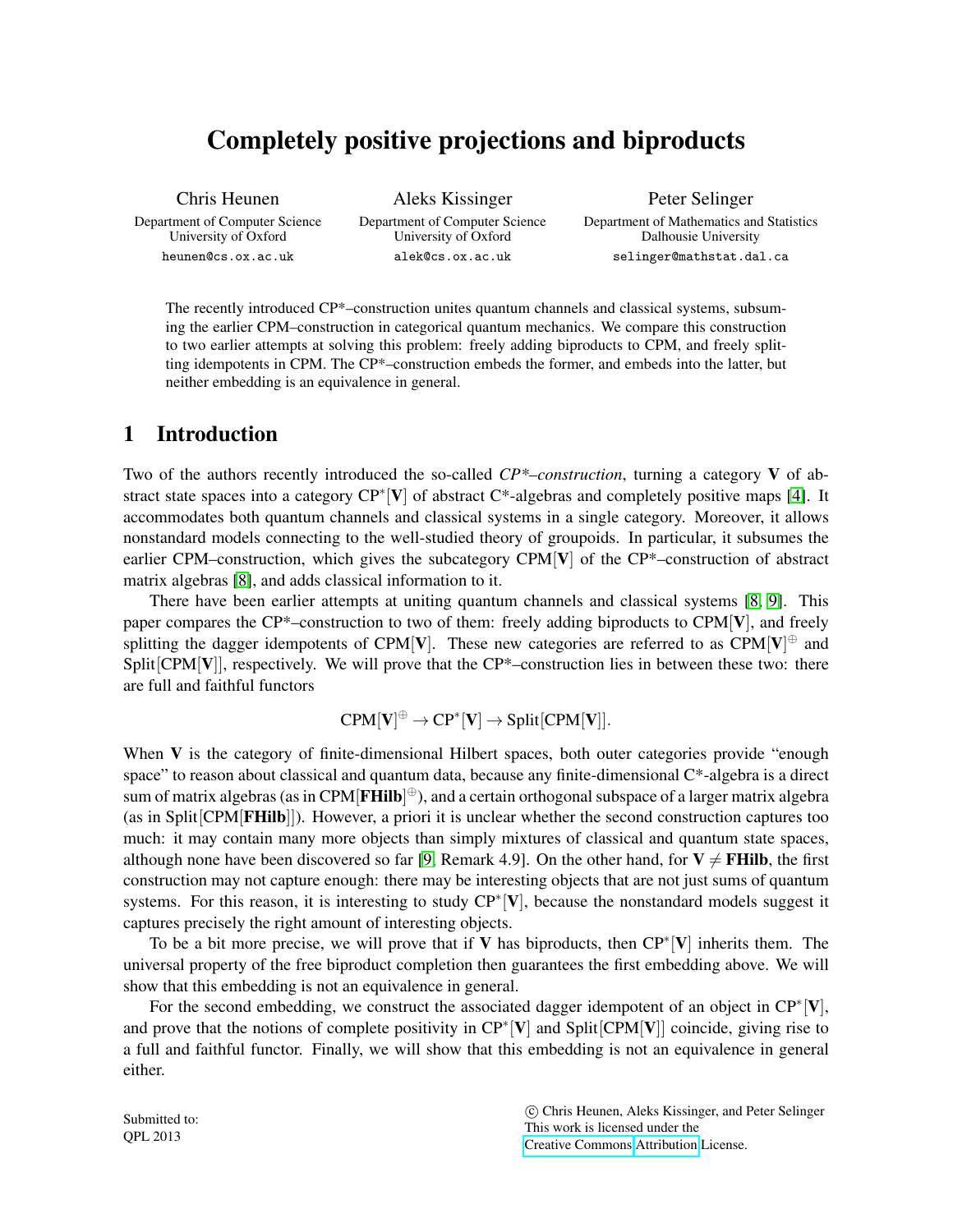# Completely positive projections and biproducts

Chris Heunen
Department of Computer Science
University of Oxford
heunen@cs.ox.ac.uk

Aleks Kissinger
Department of Computer Science
University of Oxford
alek@cs.ox.ac.uk

Peter Selinger
Department of Mathematics and Statistics
Dalhousie University
selinger@mathstat.dal.ca

The recently introduced CP*–construction unites quantum channels and classical systems, subsuming the earlier CPM–construction in categorical quantum mechanics. We compare this construction to two earlier attempts at solving this problem: freely adding biproducts to CPM, and freely splitting idempotents in CPM. The CP*–construction embeds the former, and embeds into the latter, but neither embedding is an equivalence in general.

## 1 Introduction

Two of the authors recently introduced the so-called *CP\*–construction*, turning a category $\mathbf{V}$ of abstract state spaces into a category $\mathrm{CP}^*[\mathbf{V}]$ of abstract C\*-algebras and completely positive maps [4]. It accommodates both quantum channels and classical systems in a single category. Moreover, it allows nonstandard models connecting to the well-studied theory of groupoids. In particular, it subsumes the earlier CPM–construction, which gives the subcategory $\mathrm{CPM}[\mathbf{V}]$ of the CP\*–construction of abstract matrix algebras [8], and adds classical information to it.

There have been earlier attempts at uniting quantum channels and classical systems [8, 9]. This paper compares the CP\*–construction to two of them: freely adding biproducts to $\mathrm{CPM}[\mathbf{V}]$, and freely splitting the dagger idempotents of $\mathrm{CPM}[\mathbf{V}]$. These new categories are referred to as $\mathrm{CPM}[\mathbf{V}]^{\oplus}$ and $\mathrm{Split}[\mathrm{CPM}[\mathbf{V}]]$, respectively. We will prove that the CP\*–construction lies in between these two: there are full and faithful functors

$$\mathrm{CPM}[\mathbf{V}]^{\oplus} \to \mathrm{CP}^*[\mathbf{V}] \to \mathrm{Split}[\mathrm{CPM}[\mathbf{V}]].$$

When $\mathbf{V}$ is the category of finite-dimensional Hilbert spaces, both outer categories provide "enough space" to reason about classical and quantum data, because any finite-dimensional C\*-algebra is a direct sum of matrix algebras (as in $\mathrm{CPM}[\mathbf{FHilb}]^{\oplus}$), and a certain orthogonal subspace of a larger matrix algebra (as in $\mathrm{Split}[\mathrm{CPM}[\mathbf{FHilb}]]$). However, a priori it is unclear whether the second construction captures too much: it may contain many more objects than simply mixtures of classical and quantum state spaces, although none have been discovered so far [9, Remark 4.9]. On the other hand, for $\mathbf{V} \neq \mathbf{FHilb}$, the first construction may not capture enough: there may be interesting objects that are not just sums of quantum systems. For this reason, it is interesting to study $\mathrm{CP}^*[\mathbf{V}]$, because the nonstandard models suggest it captures precisely the right amount of interesting objects.

To be a bit more precise, we will prove that if $\mathbf{V}$ has biproducts, then $\mathrm{CP}^*[\mathbf{V}]$ inherits them. The universal property of the free biproduct completion then guarantees the first embedding above. We will show that this embedding is not an equivalence in general.

For the second embedding, we construct the associated dagger idempotent of an object in $\mathrm{CP}^*[\mathbf{V}]$, and prove that the notions of complete positivity in $\mathrm{CP}^*[\mathbf{V}]$ and $\mathrm{Split}[\mathrm{CPM}[\mathbf{V}]]$ coincide, giving rise to a full and faithful functor. Finally, we will show that this embedding is not an equivalence in general either.

Submitted to:
QPL 2013

© Chris Heunen, Aleks Kissinger, and Peter Selinger
This work is licensed under the
Creative Commons Attribution License.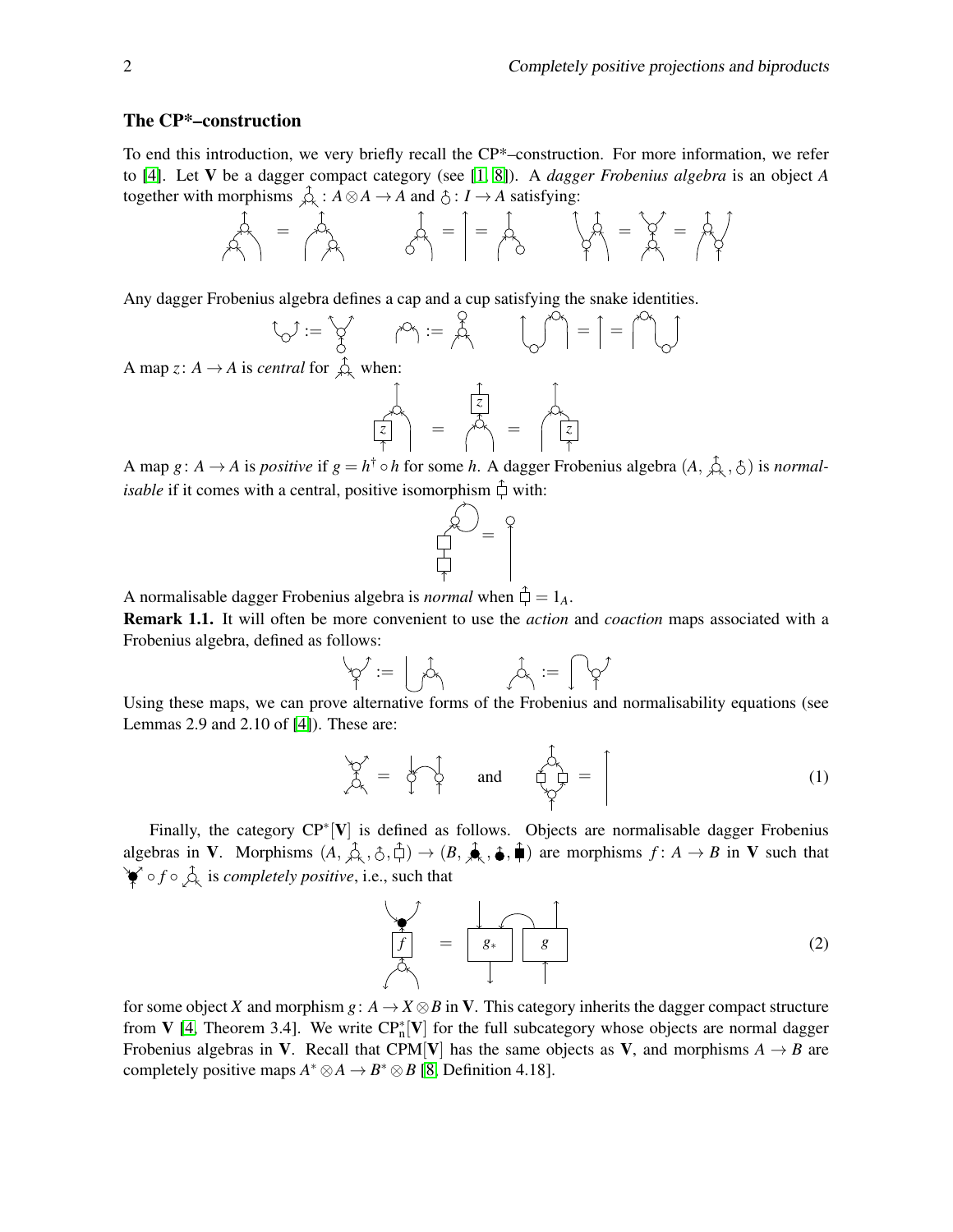## The CP*–construction

To end this introduction, we very briefly recall the CP*–construction. For more information, we refer to [4]. Let **V** be a dagger compact category (see [1, 8]). A *dagger Frobenius algebra* is an object $A$ together with morphisms : $A \otimes A \to A$ and : $I \to A$ satisfying:

Any dagger Frobenius algebra defines a cap and a cup satisfying the snake identities.

A map $z\colon A \to A$ is *central* for when:

A map $g\colon A \to A$ is *positive* if $g = h^\dagger \circ h$ for some $h$. A dagger Frobenius algebra $(A, , )$ is *normalisable* if it comes with a central, positive isomorphism with:

A normalisable dagger Frobenius algebra is *normal* when $= 1_A$.

**Remark 1.1.** It will often be more convenient to use the *action* and *coaction* maps associated with a Frobenius algebra, defined as follows:

Using these maps, we can prove alternative forms of the Frobenius and normalisability equations (see Lemmas 2.9 and 2.10 of [4]). These are:

and (1)

Finally, the category $\mathrm{CP}^*[\mathbf{V}]$ is defined as follows. Objects are normalisable dagger Frobenius algebras in **V**. Morphisms $(A, , , ) \to (B, , , )$ are morphisms $f\colon A \to B$ in **V** such that $\circ f \circ$ is *completely positive*, i.e., such that

(2)

for some object $X$ and morphism $g\colon A \to X \otimes B$ in **V**. This category inherits the dagger compact structure from **V** [4, Theorem 3.4]. We write $\mathrm{CP}^*_{\mathrm{n}}[\mathbf{V}]$ for the full subcategory whose objects are normal dagger Frobenius algebras in **V**. Recall that $\mathrm{CPM}[\mathbf{V}]$ has the same objects as **V**, and morphisms $A \to B$ are completely positive maps $A^* \otimes A \to B^* \otimes B$ [8, Definition 4.18].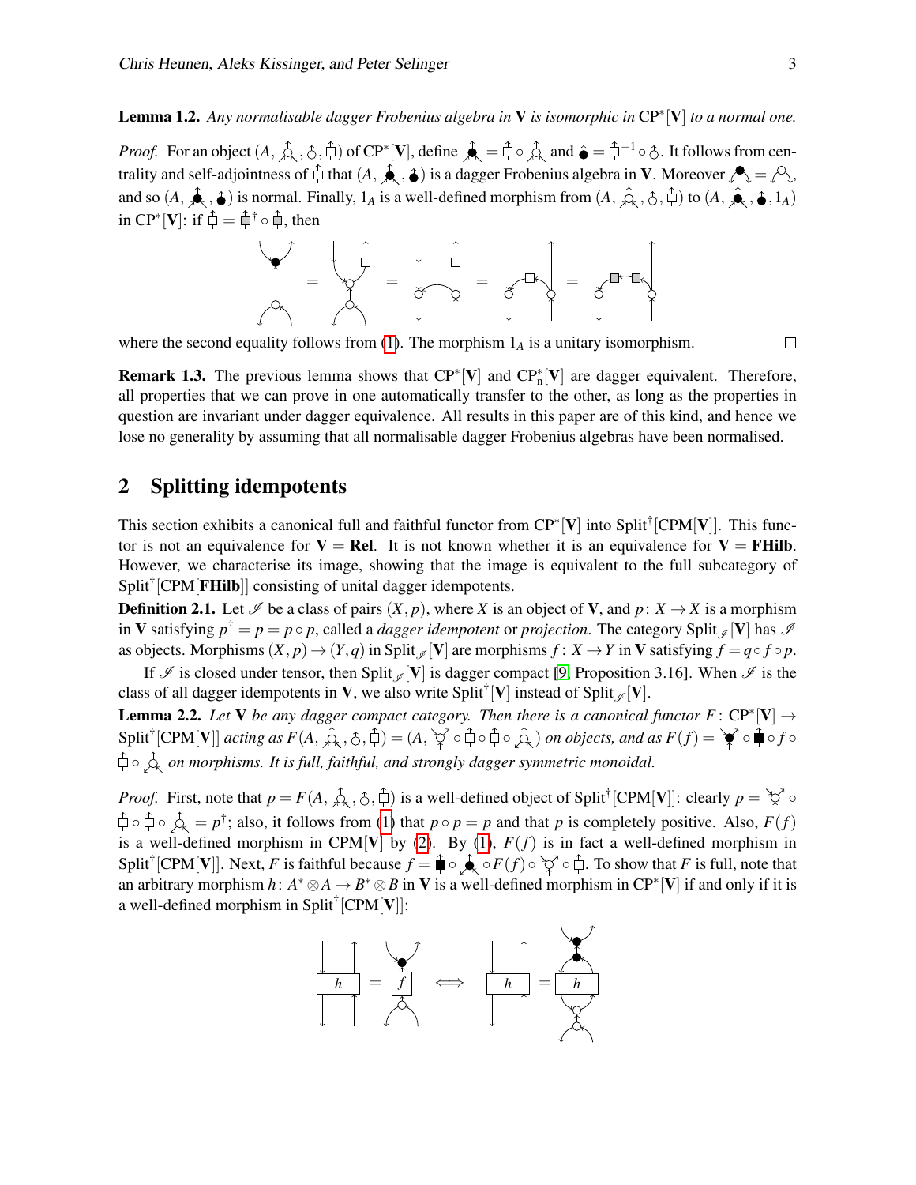**Lemma 1.2.** *Any normalisable dagger Frobenius algebra in* $\mathbf{V}$ *is isomorphic in* $\mathrm{CP}^*[\mathbf{V}]$ *to a normal one.*

*Proof.* For an object $(A, \text{⅄}, \text{◯}, \text{□})$ of $\mathrm{CP}^*[\mathbf{V}]$, define $\text{●} = \text{□} \circ \text{⅄}$ and $\text{●} = \text{□}^{-1} \circ \text{◯}$. It follows from centrality and self-adjointness of □ that $(A, \text{●}, \text{●})$ is a dagger Frobenius algebra in $\mathbf{V}$. Moreover ● = ◯, and so $(A, \text{●}, \text{●})$ is normal. Finally, $1_A$ is a well-defined morphism from $(A, \text{⅄}, \text{◯}, \text{□})$ to $(A, \text{●}, \text{●}, 1_A)$ in $\mathrm{CP}^*[\mathbf{V}]$: if $\text{□} = \text{□}^\dagger \circ \text{□}$, then

[diagrammatic equation]

where the second equality follows from (1). The morphism $1_A$ is a unitary isomorphism. □

**Remark 1.3.** The previous lemma shows that $\mathrm{CP}^*[\mathbf{V}]$ and $\mathrm{CP}^*_n[\mathbf{V}]$ are dagger equivalent. Therefore, all properties that we can prove in one automatically transfer to the other, as long as the properties in question are invariant under dagger equivalence. All results in this paper are of this kind, and hence we lose no generality by assuming that all normalisable dagger Frobenius algebras have been normalised.

## 2 Splitting idempotents

This section exhibits a canonical full and faithful functor from $\mathrm{CP}^*[\mathbf{V}]$ into $\mathrm{Split}^\dagger[\mathrm{CPM}[\mathbf{V}]]$. This functor is not an equivalence for $\mathbf{V} = \mathbf{Rel}$. It is not known whether it is an equivalence for $\mathbf{V} = \mathbf{FHilb}$. However, we characterise its image, showing that the image is equivalent to the full subcategory of $\mathrm{Split}^\dagger[\mathrm{CPM}[\mathbf{FHilb}]]$ consisting of unital dagger idempotents.

**Definition 2.1.** Let $\mathscr{I}$ be a class of pairs $(X, p)$, where $X$ is an object of $\mathbf{V}$, and $p\colon X \to X$ is a morphism in $\mathbf{V}$ satisfying $p^\dagger = p = p \circ p$, called a *dagger idempotent* or *projection*. The category $\mathrm{Split}_{\mathscr{I}}[\mathbf{V}]$ has $\mathscr{I}$ as objects. Morphisms $(X, p) \to (Y, q)$ in $\mathrm{Split}_{\mathscr{I}}[\mathbf{V}]$ are morphisms $f\colon X \to Y$ in $\mathbf{V}$ satisfying $f = q \circ f \circ p$.

If $\mathscr{I}$ is closed under tensor, then $\mathrm{Split}_{\mathscr{I}}[\mathbf{V}]$ is dagger compact [9, Proposition 3.16]. When $\mathscr{I}$ is the class of all dagger idempotents in $\mathbf{V}$, we also write $\mathrm{Split}^\dagger[\mathbf{V}]$ instead of $\mathrm{Split}_{\mathscr{I}}[\mathbf{V}]$.

**Lemma 2.2.** *Let* $\mathbf{V}$ *be any dagger compact category. Then there is a canonical functor* $F\colon \mathrm{CP}^*[\mathbf{V}] \to \mathrm{Split}^\dagger[\mathrm{CPM}[\mathbf{V}]]$ *acting as* $F(A, \text{⅄}, \text{◯}, \text{□}) = (A, \text{Y} \circ \text{□} \circ \text{□} \circ \text{⅄})$ *on objects, and as* $F(f) = \text{Y} \circ \text{■} \circ f \circ \text{□} \circ \text{⅄}$ *on morphisms. It is full, faithful, and strongly dagger symmetric monoidal.*

*Proof.* First, note that $p = F(A, \text{⅄}, \text{◯}, \text{□})$ is a well-defined object of $\mathrm{Split}^\dagger[\mathrm{CPM}[\mathbf{V}]]$: clearly $p = \text{Y} \circ \text{□} \circ \text{□} \circ \text{⅄} = p^\dagger$; also, it follows from (1) that $p \circ p = p$ and that $p$ is completely positive. Also, $F(f)$ is a well-defined morphism in $\mathrm{CPM}[\mathbf{V}]$ by (2). By (1), $F(f)$ is in fact a well-defined morphism in $\mathrm{Split}^\dagger[\mathrm{CPM}[\mathbf{V}]]$. Next, $F$ is faithful because $f = \text{■} \circ \text{●} \circ F(f) \circ \text{Y} \circ \text{□}$. To show that $F$ is full, note that an arbitrary morphism $h\colon A^* \otimes A \to B^* \otimes B$ in $\mathbf{V}$ is a well-defined morphism in $\mathrm{CP}^*[\mathbf{V}]$ if and only if it is a well-defined morphism in $\mathrm{Split}^\dagger[\mathrm{CPM}[\mathbf{V}]]$:

[diagrammatic equation: $h = f$ (with multiplication/comultiplication) $\iff$ $h = $ $h$ composed with idempotents]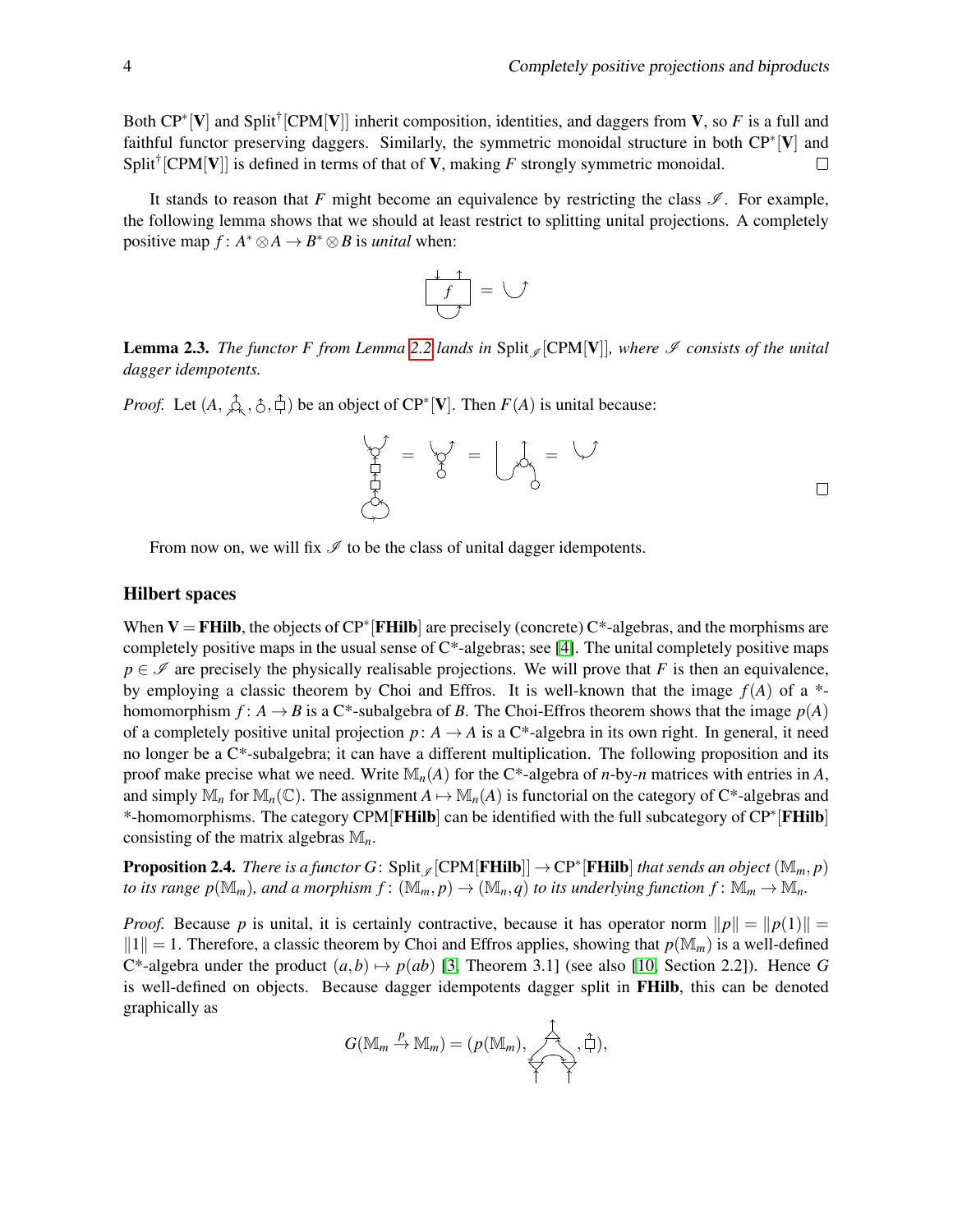Both $\mathrm{CP}^*[\mathbf{V}]$ and $\mathrm{Split}^\dagger[\mathrm{CPM}[\mathbf{V}]]$ inherit composition, identities, and daggers from $\mathbf{V}$, so $F$ is a full and faithful functor preserving daggers. Similarly, the symmetric monoidal structure in both $\mathrm{CP}^*[\mathbf{V}]$ and $\mathrm{Split}^\dagger[\mathrm{CPM}[\mathbf{V}]]$ is defined in terms of that of $\mathbf{V}$, making $F$ strongly symmetric monoidal. □

It stands to reason that $F$ might become an equivalence by restricting the class $\mathscr{I}$. For example, the following lemma shows that we should at least restrict to splitting unital projections. A completely positive map $f\colon A^* \otimes A \to B^* \otimes B$ is *unital* when:

[diagram]

**Lemma 2.3.** *The functor $F$ from Lemma 2.2 lands in $\mathrm{Split}_{\mathscr{I}}[\mathrm{CPM}[\mathbf{V}]]$, where $\mathscr{I}$ consists of the unital dagger idempotents.*

*Proof.* Let $(A, \text{[diagram]}, \text{[diagram]}, \text{[diagram]})$ be an object of $\mathrm{CP}^*[\mathbf{V}]$. Then $F(A)$ is unital because:

[diagram] □

From now on, we will fix $\mathscr{I}$ to be the class of unital dagger idempotents.

## Hilbert spaces

When $\mathbf{V} = \mathbf{FHilb}$, the objects of $\mathrm{CP}^*[\mathbf{FHilb}]$ are precisely (concrete) C*-algebras, and the morphisms are completely positive maps in the usual sense of C*-algebras; see [4]. The unital completely positive maps $p \in \mathscr{I}$ are precisely the physically realisable projections. We will prove that $F$ is then an equivalence, by employing a classic theorem by Choi and Effros. It is well-known that the image $f(A)$ of a *-homomorphism $f\colon A \to B$ is a C*-subalgebra of $B$. The Choi-Effros theorem shows that the image $p(A)$ of a completely positive unital projection $p\colon A \to A$ is a C*-algebra in its own right. In general, it need no longer be a C*-subalgebra; it can have a different multiplication. The following proposition and its proof make precise what we need. Write $\mathbb{M}_n(A)$ for the C*-algebra of $n$-by-$n$ matrices with entries in $A$, and simply $\mathbb{M}_n$ for $\mathbb{M}_n(\mathbb{C})$. The assignment $A \mapsto \mathbb{M}_n(A)$ is functorial on the category of C*-algebras and *-homomorphisms. The category $\mathrm{CPM}[\mathbf{FHilb}]$ can be identified with the full subcategory of $\mathrm{CP}^*[\mathbf{FHilb}]$ consisting of the matrix algebras $\mathbb{M}_n$.

**Proposition 2.4.** *There is a functor $G\colon \mathrm{Split}_{\mathscr{I}}[\mathrm{CPM}[\mathbf{FHilb}]] \to \mathrm{CP}^*[\mathbf{FHilb}]$ that sends an object $(\mathbb{M}_m, p)$ to its range $p(\mathbb{M}_m)$, and a morphism $f\colon (\mathbb{M}_m, p) \to (\mathbb{M}_n, q)$ to its underlying function $f\colon \mathbb{M}_m \to \mathbb{M}_n$.*

*Proof.* Because $p$ is unital, it is certainly contractive, because it has operator norm $\|p\| = \|p(1)\| = \|1\| = 1$. Therefore, a classic theorem by Choi and Effros applies, showing that $p(\mathbb{M}_m)$ is a well-defined C*-algebra under the product $(a,b) \mapsto p(ab)$ [3, Theorem 3.1] (see also [10, Section 2.2]). Hence $G$ is well-defined on objects. Because dagger idempotents dagger split in $\mathbf{FHilb}$, this can be denoted graphically as

$$G(\mathbb{M}_m \xrightarrow{p} \mathbb{M}_m) = (p(\mathbb{M}_m), \text{[diagram]}, \text{[diagram]}),$$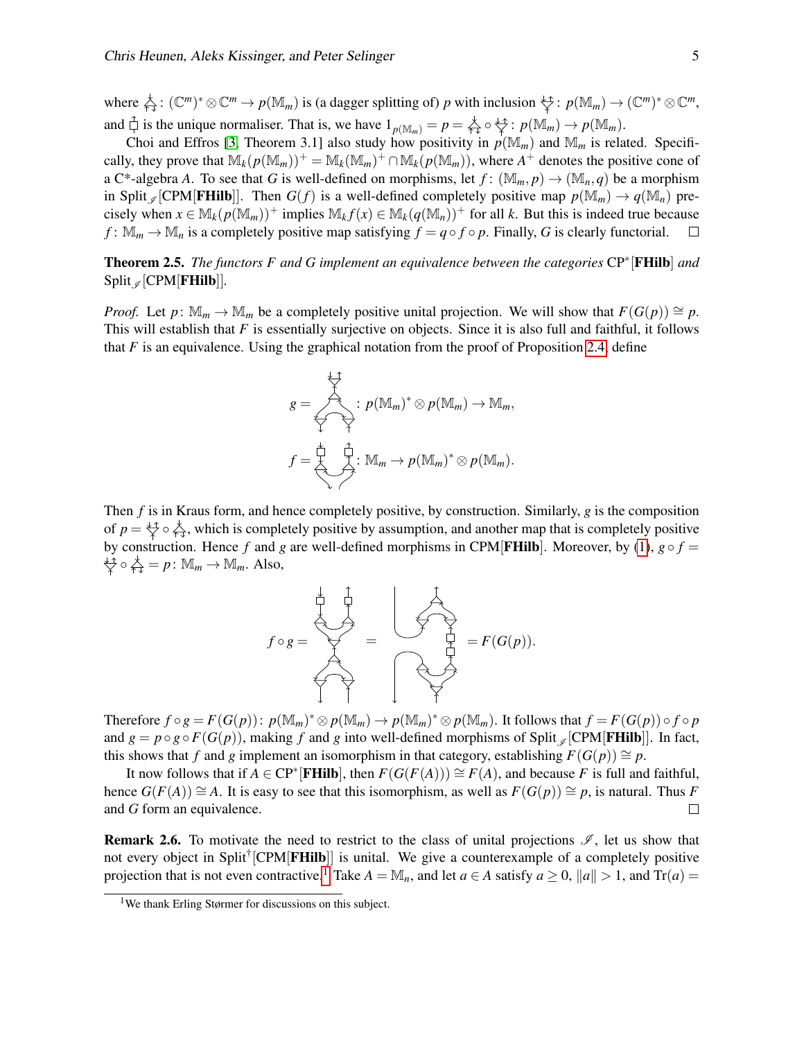where $\triangle: (\mathbb{C}^m)^* \otimes \mathbb{C}^m \to p(\mathbb{M}_m)$ is (a dagger splitting of) $p$ with inclusion $\triangledown: p(\mathbb{M}_m) \to (\mathbb{C}^m)^* \otimes \mathbb{C}^m$, and $\square$ is the unique normaliser. That is, we have $1_{p(\mathbb{M}_m)} = p = \triangle \circ \triangledown : p(\mathbb{M}_m) \to p(\mathbb{M}_m)$.

Choi and Effros [3, Theorem 3.1] also study how positivity in $p(\mathbb{M}_m)$ and $\mathbb{M}_m$ is related. Specifically, they prove that $\mathbb{M}_k(p(\mathbb{M}_m))^+ = \mathbb{M}_k(\mathbb{M}_m)^+ \cap \mathbb{M}_k(p(\mathbb{M}_m))$, where $A^+$ denotes the positive cone of a C*-algebra $A$. To see that $G$ is well-defined on morphisms, let $f: (\mathbb{M}_m, p) \to (\mathbb{M}_n, q)$ be a morphism in $\text{Split}_{\mathscr{I}}[\text{CPM}[\textbf{FHilb}]]$. Then $G(f)$ is a well-defined completely positive map $p(\mathbb{M}_m) \to q(\mathbb{M}_n)$ precisely when $x \in \mathbb{M}_k(p(\mathbb{M}_m))^+$ implies $\mathbb{M}_k f(x) \in \mathbb{M}_k(q(\mathbb{M}_n))^+$ for all $k$. But this is indeed true because $f: \mathbb{M}_m \to \mathbb{M}_n$ is a completely positive map satisfying $f = q \circ f \circ p$. Finally, $G$ is clearly functorial. $\square$

**Theorem 2.5.** *The functors $F$ and $G$ implement an equivalence between the categories $\text{CP}^*[\textbf{FHilb}]$ and $\text{Split}_{\mathscr{I}}[\text{CPM}[\textbf{FHilb}]]$.*

*Proof.* Let $p: \mathbb{M}_m \to \mathbb{M}_m$ be a completely positive unital projection. We will show that $F(G(p)) \cong p$. This will establish that $F$ is essentially surjective on objects. Since it is also full and faithful, it follows that $F$ is an equivalence. Using the graphical notation from the proof of Proposition 2.4, define

$$g = [\text{diagram}] : p(\mathbb{M}_m)^* \otimes p(\mathbb{M}_m) \to \mathbb{M}_m,$$

$$f = [\text{diagram}] : \mathbb{M}_m \to p(\mathbb{M}_m)^* \otimes p(\mathbb{M}_m).$$

Then $f$ is in Kraus form, and hence completely positive, by construction. Similarly, $g$ is the composition of $p = \triangledown \circ \triangle$, which is completely positive by assumption, and another map that is completely positive by construction. Hence $f$ and $g$ are well-defined morphisms in $\text{CPM}[\textbf{FHilb}]$. Moreover, by (1), $g \circ f = \triangledown \circ \triangle = p: \mathbb{M}_m \to \mathbb{M}_m$. Also,

$$f \circ g = [\text{diagram}] = [\text{diagram}] = F(G(p)).$$

Therefore $f \circ g = F(G(p)): p(\mathbb{M}_m)^* \otimes p(\mathbb{M}_m) \to p(\mathbb{M}_m)^* \otimes p(\mathbb{M}_m)$. It follows that $f = F(G(p)) \circ f \circ p$ and $g = p \circ g \circ F(G(p))$, making $f$ and $g$ into well-defined morphisms of $\text{Split}_{\mathscr{I}}[\text{CPM}[\textbf{FHilb}]]$. In fact, this shows that $f$ and $g$ implement an isomorphism in that category, establishing $F(G(p)) \cong p$.

It now follows that if $A \in \text{CP}^*[\textbf{FHilb}]$, then $F(G(F(A))) \cong F(A)$, and because $F$ is full and faithful, hence $G(F(A)) \cong A$. It is easy to see that this isomorphism, as well as $F(G(p)) \cong p$, is natural. Thus $F$ and $G$ form an equivalence. $\square$

**Remark 2.6.** To motivate the need to restrict to the class of unital projections $\mathscr{I}$, let us show that not every object in $\text{Split}^\dagger[\text{CPM}[\textbf{FHilb}]]$ is unital. We give a counterexample of a completely positive projection that is not even contractive.[1] Take $A = \mathbb{M}_n$, and let $a \in A$ satisfy $a \geq 0$, $\|a\| > 1$, and $\text{Tr}(a) =$

[1] We thank Erling Størmer for discussions on this subject.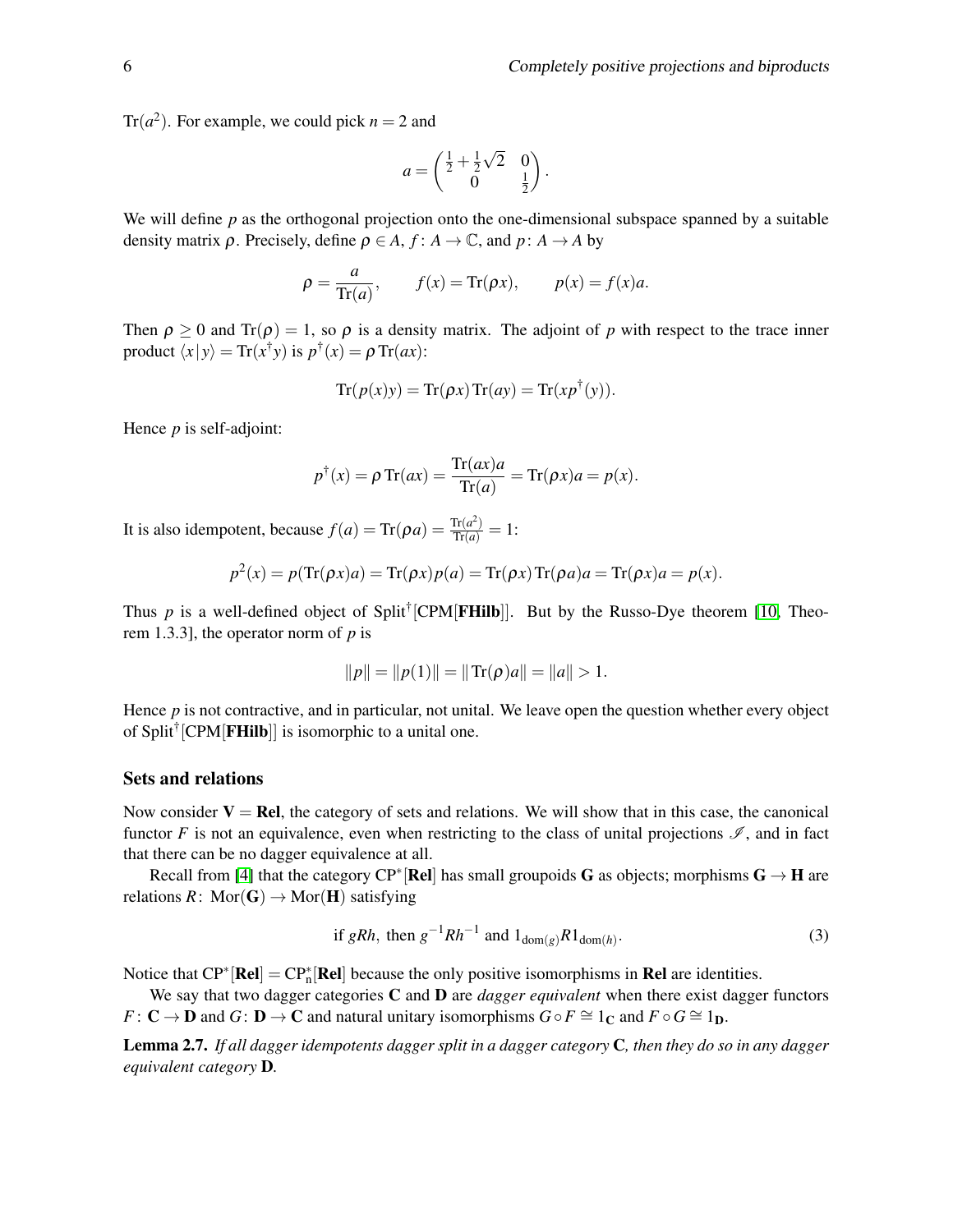$\mathrm{Tr}(a^2)$. For example, we could pick $n = 2$ and

$$a = \begin{pmatrix} \frac{1}{2}+\frac{1}{2}\sqrt{2} & 0 \\ 0 & \frac{1}{2} \end{pmatrix}.$$

We will define $p$ as the orthogonal projection onto the one-dimensional subspace spanned by a suitable density matrix $\rho$. Precisely, define $\rho \in A$, $f\colon A \to \mathbb{C}$, and $p\colon A \to A$ by

$$\rho = \frac{a}{\mathrm{Tr}(a)}, \qquad f(x) = \mathrm{Tr}(\rho x), \qquad p(x) = f(x)a.$$

Then $\rho \geq 0$ and $\mathrm{Tr}(\rho) = 1$, so $\rho$ is a density matrix. The adjoint of $p$ with respect to the trace inner product $\langle x \,|\, y\rangle = \mathrm{Tr}(x^\dagger y)$ is $p^\dagger(x) = \rho\,\mathrm{Tr}(ax)$:

$$\mathrm{Tr}(p(x)y) = \mathrm{Tr}(\rho x)\,\mathrm{Tr}(ay) = \mathrm{Tr}(xp^\dagger(y)).$$

Hence $p$ is self-adjoint:

$$p^\dagger(x) = \rho\,\mathrm{Tr}(ax) = \frac{\mathrm{Tr}(ax)a}{\mathrm{Tr}(a)} = \mathrm{Tr}(\rho x)a = p(x).$$

It is also idempotent, because $f(a) = \mathrm{Tr}(\rho a) = \frac{\mathrm{Tr}(a^2)}{\mathrm{Tr}(a)} = 1$:

$$p^2(x) = p(\mathrm{Tr}(\rho x)a) = \mathrm{Tr}(\rho x)p(a) = \mathrm{Tr}(\rho x)\,\mathrm{Tr}(\rho a)a = \mathrm{Tr}(\rho x)a = p(x).$$

Thus $p$ is a well-defined object of $\mathrm{Split}^\dagger[\mathrm{CPM}[\mathbf{FHilb}]]$. But by the Russo-Dye theorem [10, Theorem 1.3.3], the operator norm of $p$ is

$$\|p\| = \|p(1)\| = \|\,\mathrm{Tr}(\rho)a\| = \|a\| > 1.$$

Hence $p$ is not contractive, and in particular, not unital. We leave open the question whether every object of $\mathrm{Split}^\dagger[\mathrm{CPM}[\mathbf{FHilb}]]$ is isomorphic to a unital one.

### Sets and relations

Now consider $\mathbf{V} = \mathbf{Rel}$, the category of sets and relations. We will show that in this case, the canonical functor $F$ is not an equivalence, even when restricting to the class of unital projections $\mathscr{I}$, and in fact that there can be no dagger equivalence at all.

Recall from [4] that the category $\mathrm{CP}^*[\mathbf{Rel}]$ has small groupoids $\mathbf{G}$ as objects; morphisms $\mathbf{G} \to \mathbf{H}$ are relations $R\colon \mathrm{Mor}(\mathbf{G}) \to \mathrm{Mor}(\mathbf{H})$ satisfying

$$\text{if } gRh, \text{ then } g^{-1}Rh^{-1} \text{ and } 1_{\mathrm{dom}(g)}R1_{\mathrm{dom}(h)}. \tag{3}$$

Notice that $\mathrm{CP}^*[\mathbf{Rel}] = \mathrm{CP}^*_{\mathrm{n}}[\mathbf{Rel}]$ because the only positive isomorphisms in $\mathbf{Rel}$ are identities.

We say that two dagger categories $\mathbf{C}$ and $\mathbf{D}$ are *dagger equivalent* when there exist dagger functors $F\colon \mathbf{C} \to \mathbf{D}$ and $G\colon \mathbf{D} \to \mathbf{C}$ and natural unitary isomorphisms $G \circ F \cong 1_{\mathbf{C}}$ and $F \circ G \cong 1_{\mathbf{D}}$.

**Lemma 2.7.** *If all dagger idempotents dagger split in a dagger category* $\mathbf{C}$*, then they do so in any dagger equivalent category* $\mathbf{D}$*.*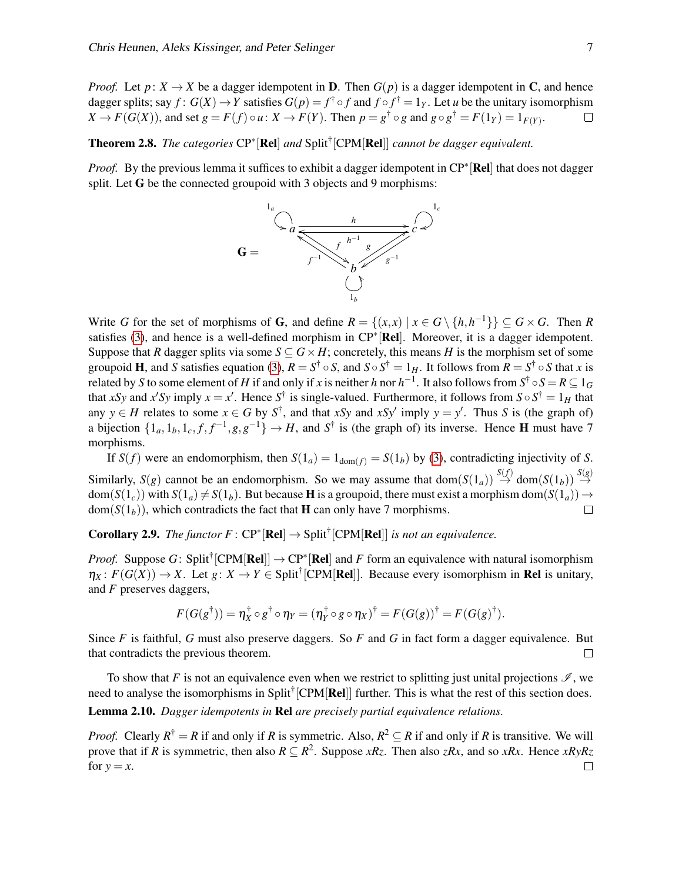*Proof.* Let $p\colon X \to X$ be a dagger idempotent in $\mathbf{D}$. Then $G(p)$ is a dagger idempotent in $\mathbf{C}$, and hence dagger splits; say $f\colon G(X) \to Y$ satisfies $G(p) = f^\dagger \circ f$ and $f \circ f^\dagger = 1_Y$. Let $u$ be the unitary isomorphism $X \to F(G(X))$, and set $g = F(f) \circ u\colon X \to F(Y)$. Then $p = g^\dagger \circ g$ and $g \circ g^\dagger = F(1_Y) = 1_{F(Y)}$. □

**Theorem 2.8.** *The categories* $\mathrm{CP}^*[\mathbf{Rel}]$ *and* $\mathrm{Split}^\dagger[\mathrm{CPM}[\mathbf{Rel}]]$ *cannot be dagger equivalent.*

*Proof.* By the previous lemma it suffices to exhibit a dagger idempotent in $\mathrm{CP}^*[\mathbf{Rel}]$ that does not dagger split. Let $\mathbf{G}$ be the connected groupoid with 3 objects and 9 morphisms:

$$\mathbf{G} = \quad \text{(objects } a, b, c \text{ with identities } 1_a, 1_b, 1_c \text{ and morphisms } h\colon a \to c,\ h^{-1}\colon c \to a,\ f\colon a \to b,\ f^{-1}\colon b \to a,\ g\colon b \to c,\ g^{-1}\colon c \to b)$$

Write $G$ for the set of morphisms of $\mathbf{G}$, and define $R = \{(x,x) \mid x \in G \setminus \{h, h^{-1}\}\} \subseteq G \times G$. Then $R$ satisfies (3), and hence is a well-defined morphism in $\mathrm{CP}^*[\mathbf{Rel}]$. Moreover, it is a dagger idempotent. Suppose that $R$ dagger splits via some $S \subseteq G \times H$; concretely, this means $H$ is the morphism set of some groupoid $\mathbf{H}$, and $S$ satisfies equation (3), $R = S^\dagger \circ S$, and $S \circ S^\dagger = 1_H$. It follows from $R = S^\dagger \circ S$ that $x$ is related by $S$ to some element of $H$ if and only if $x$ is neither $h$ nor $h^{-1}$. It also follows from $S^\dagger \circ S = R \subseteq 1_G$ that $xSy$ and $x'Sy$ imply $x = x'$. Hence $S^\dagger$ is single-valued. Furthermore, it follows from $S \circ S^\dagger = 1_H$ that any $y \in H$ relates to some $x \in G$ by $S^\dagger$, and that $xSy$ and $xSy'$ imply $y = y'$. Thus $S$ is (the graph of) a bijection $\{1_a, 1_b, 1_c, f, f^{-1}, g, g^{-1}\} \to H$, and $S^\dagger$ is (the graph of) its inverse. Hence $\mathbf{H}$ must have 7 morphisms.

If $S(f)$ were an endomorphism, then $S(1_a) = 1_{\mathrm{dom}(f)} = S(1_b)$ by (3), contradicting injectivity of $S$. Similarly, $S(g)$ cannot be an endomorphism. So we may assume that $\mathrm{dom}(S(1_a)) \overset{S(f)}{\to} \mathrm{dom}(S(1_b)) \overset{S(g)}{\to} \mathrm{dom}(S(1_c))$ with $S(1_a) \neq S(1_b)$. But because $\mathbf{H}$ is a groupoid, there must exist a morphism $\mathrm{dom}(S(1_a)) \to \mathrm{dom}(S(1_b))$, which contradicts the fact that $\mathbf{H}$ can only have 7 morphisms. □

**Corollary 2.9.** *The functor* $F\colon \mathrm{CP}^*[\mathbf{Rel}] \to \mathrm{Split}^\dagger[\mathrm{CPM}[\mathbf{Rel}]]$ *is not an equivalence.*

*Proof.* Suppose $G\colon \mathrm{Split}^\dagger[\mathrm{CPM}[\mathbf{Rel}]] \to \mathrm{CP}^*[\mathbf{Rel}]$ and $F$ form an equivalence with natural isomorphism $\eta_X\colon F(G(X)) \to X$. Let $g\colon X \to Y \in \mathrm{Split}^\dagger[\mathrm{CPM}[\mathbf{Rel}]]$. Because every isomorphism in $\mathbf{Rel}$ is unitary, and $F$ preserves daggers,

$$F(G(g^\dagger)) = \eta_X^\dagger \circ g^\dagger \circ \eta_Y = (\eta_Y^\dagger \circ g \circ \eta_X)^\dagger = F(G(g))^\dagger = F(G(g)^\dagger).$$

Since $F$ is faithful, $G$ must also preserve daggers. So $F$ and $G$ in fact form a dagger equivalence. But that contradicts the previous theorem. □

To show that $F$ is not an equivalence even when we restrict to splitting just unital projections $\mathscr{I}$, we need to analyse the isomorphisms in $\mathrm{Split}^\dagger[\mathrm{CPM}[\mathbf{Rel}]]$ further. This is what the rest of this section does.

**Lemma 2.10.** *Dagger idempotents in* $\mathbf{Rel}$ *are precisely partial equivalence relations.*

*Proof.* Clearly $R^\dagger = R$ if and only if $R$ is symmetric. Also, $R^2 \subseteq R$ if and only if $R$ is transitive. We will prove that if $R$ is symmetric, then also $R \subseteq R^2$. Suppose $xRz$. Then also $zRx$, and so $xRx$. Hence $xRyRz$ for $y = x$. □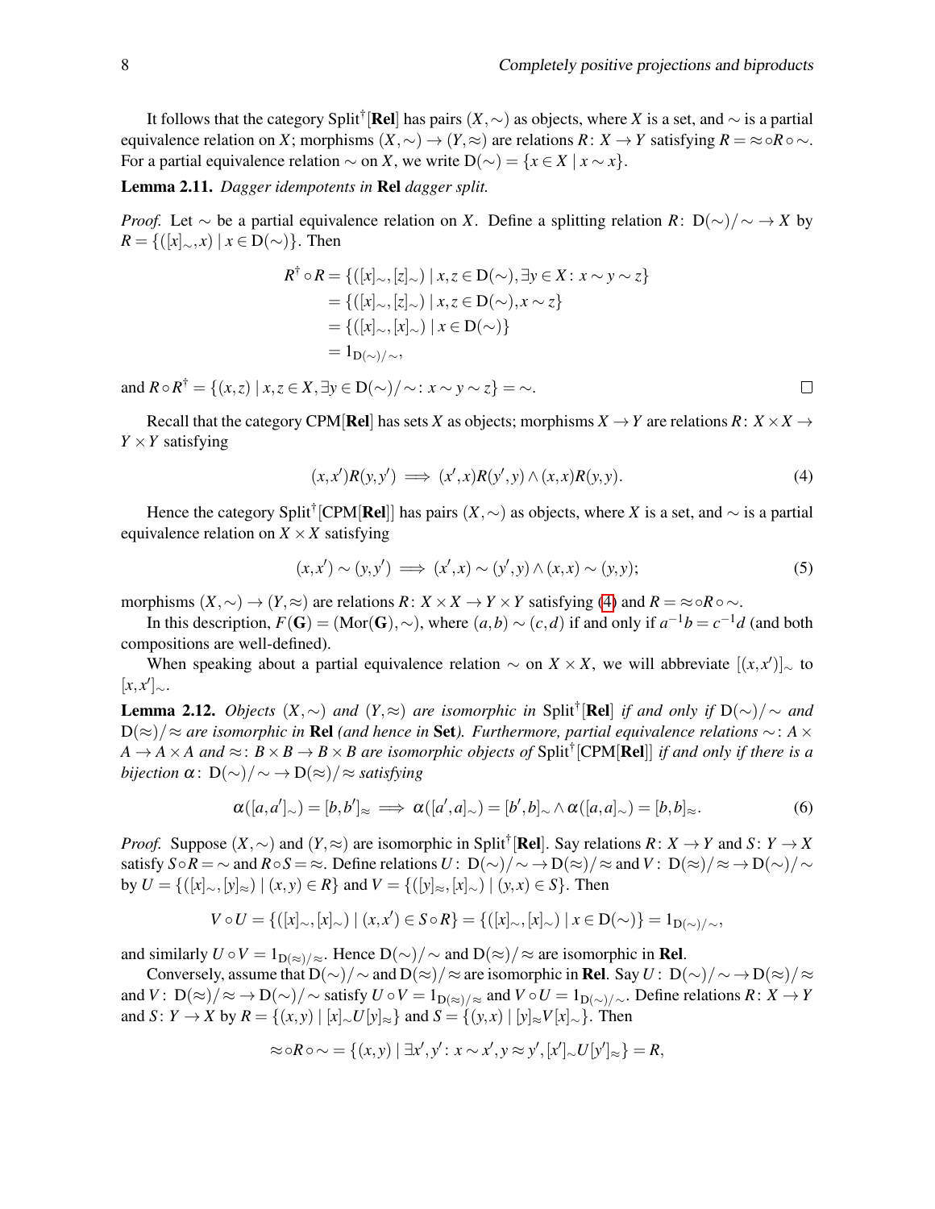It follows that the category $\mathrm{Split}^\dagger[\mathbf{Rel}]$ has pairs $(X,\sim)$ as objects, where $X$ is a set, and $\sim$ is a partial equivalence relation on $X$; morphisms $(X,\sim) \to (Y,\approx)$ are relations $R\colon X \to Y$ satisfying $R = {\approx} \circ R \circ {\sim}$. For a partial equivalence relation $\sim$ on $X$, we write $\mathrm{D}(\sim) = \{x \in X \mid x \sim x\}$.

**Lemma 2.11.** *Dagger idempotents in* **Rel** *dagger split.*

*Proof.* Let $\sim$ be a partial equivalence relation on $X$. Define a splitting relation $R\colon \mathrm{D}(\sim)/{\sim} \to X$ by $R = \{([x]_\sim, x) \mid x \in \mathrm{D}(\sim)\}$. Then

$$\begin{aligned}
R^\dagger \circ R &= \{([x]_\sim, [z]_\sim) \mid x,z \in \mathrm{D}(\sim), \exists y \in X \colon x \sim y \sim z\} \\
&= \{([x]_\sim, [z]_\sim) \mid x,z \in \mathrm{D}(\sim), x \sim z\} \\
&= \{([x]_\sim, [x]_\sim) \mid x \in \mathrm{D}(\sim)\} \\
&= 1_{\mathrm{D}(\sim)/\sim},
\end{aligned}$$

and $R \circ R^\dagger = \{(x,z) \mid x,z \in X, \exists y \in \mathrm{D}(\sim)/{\sim} \colon x \sim y \sim z\} = {\sim}$. $\square$

Recall that the category $\mathrm{CPM}[\mathbf{Rel}]$ has sets $X$ as objects; morphisms $X \to Y$ are relations $R\colon X \times X \to Y \times Y$ satisfying

$$(x,x')R(y,y') \implies (x',x)R(y',y) \wedge (x,x)R(y,y). \tag{4}$$

Hence the category $\mathrm{Split}^\dagger[\mathrm{CPM}[\mathbf{Rel}]]$ has pairs $(X,\sim)$ as objects, where $X$ is a set, and $\sim$ is a partial equivalence relation on $X \times X$ satisfying

$$(x,x') \sim (y,y') \implies (x',x) \sim (y',y) \wedge (x,x) \sim (y,y); \tag{5}$$

morphisms $(X,\sim) \to (Y,\approx)$ are relations $R\colon X \times X \to Y \times Y$ satisfying (4) and $R = {\approx} \circ R \circ {\sim}$.

In this description, $F(\mathbf{G}) = (\mathrm{Mor}(\mathbf{G}), \sim)$, where $(a,b) \sim (c,d)$ if and only if $a^{-1}b = c^{-1}d$ (and both compositions are well-defined).

When speaking about a partial equivalence relation $\sim$ on $X \times X$, we will abbreviate $[(x,x')]_\sim$ to $[x,x']_\sim$.

**Lemma 2.12.** *Objects $(X,\sim)$ and $(Y,\approx)$ are isomorphic in $\mathrm{Split}^\dagger[\mathbf{Rel}]$ if and only if $\mathrm{D}(\sim)/{\sim}$ and $\mathrm{D}(\approx)/{\approx}$ are isomorphic in* **Rel** *(and hence in* **Set***). Furthermore, partial equivalence relations $\sim\colon A \times A \to A \times A$ and $\approx\colon B \times B \to B \times B$ are isomorphic objects of $\mathrm{Split}^\dagger[\mathrm{CPM}[\mathbf{Rel}]]$ if and only if there is a bijection $\alpha\colon \mathrm{D}(\sim)/{\sim} \to \mathrm{D}(\approx)/{\approx}$ satisfying*

$$\alpha([a,a']_\sim) = [b,b']_\approx \implies \alpha([a',a]_\sim) = [b',b]_\sim \wedge \alpha([a,a]_\sim) = [b,b]_\approx. \tag{6}$$

*Proof.* Suppose $(X,\sim)$ and $(Y,\approx)$ are isomorphic in $\mathrm{Split}^\dagger[\mathbf{Rel}]$. Say relations $R\colon X \to Y$ and $S\colon Y \to X$ satisfy $S \circ R = {\sim}$ and $R \circ S = {\approx}$. Define relations $U\colon \mathrm{D}(\sim)/{\sim} \to \mathrm{D}(\approx)/{\approx}$ and $V\colon \mathrm{D}(\approx)/{\approx} \to \mathrm{D}(\sim)/{\sim}$ by $U = \{([x]_\sim, [y]_\approx) \mid (x,y) \in R\}$ and $V = \{([y]_\approx, [x]_\sim) \mid (y,x) \in S\}$. Then

$$V \circ U = \{([x]_\sim, [x']_\sim) \mid (x,x') \in S \circ R\} = \{([x]_\sim, [x]_\sim) \mid x \in \mathrm{D}(\sim)\} = 1_{\mathrm{D}(\sim)/\sim},$$

and similarly $U \circ V = 1_{\mathrm{D}(\approx)/\approx}$. Hence $\mathrm{D}(\sim)/{\sim}$ and $\mathrm{D}(\approx)/{\approx}$ are isomorphic in **Rel**.

Conversely, assume that $\mathrm{D}(\sim)/{\sim}$ and $\mathrm{D}(\approx)/{\approx}$ are isomorphic in **Rel**. Say $U\colon \mathrm{D}(\sim)/{\sim} \to \mathrm{D}(\approx)/{\approx}$ and $V\colon \mathrm{D}(\approx)/{\approx} \to \mathrm{D}(\sim)/{\sim}$ satisfy $U \circ V = 1_{\mathrm{D}(\approx)/\approx}$ and $V \circ U = 1_{\mathrm{D}(\sim)/\sim}$. Define relations $R\colon X \to Y$ and $S\colon Y \to X$ by $R = \{(x,y) \mid [x]_\sim U [y]_\approx\}$ and $S = \{(y,x) \mid [y]_\approx V [x]_\sim\}$. Then

$${\approx} \circ R \circ {\sim} = \{(x,y) \mid \exists x', y' \colon x \sim x', y \approx y', [x']_\sim U [y']_\approx\} = R,$$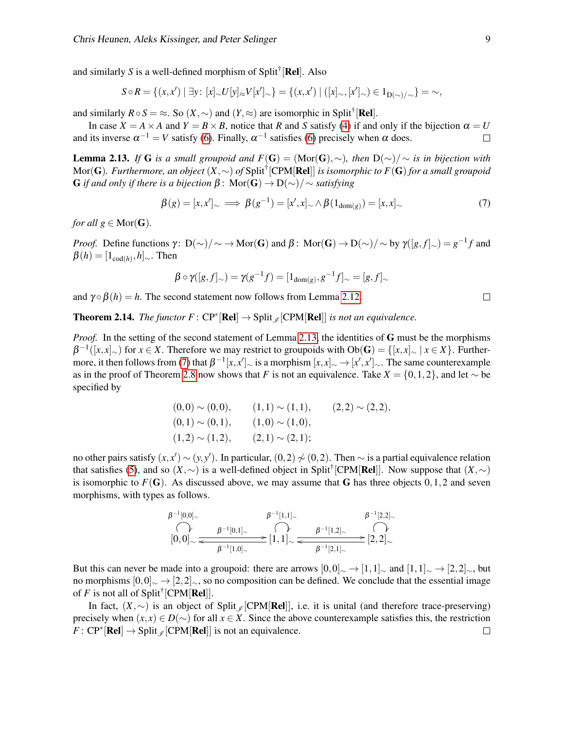and similarly $S$ is a well-defined morphism of $\mathrm{Split}^{\dagger}[\mathbf{Rel}]$. Also

$$S\circ R = \{(x,x') \mid \exists y\colon [x]_{\sim} U [y]_{\approx} V [x']_{\sim}\} = \{(x,x') \mid ([x]_{\sim},[x']_{\sim}) \in 1_{\mathrm{D}(\sim)/\sim}\} = \sim,$$

and similarly $R\circ S = \approx$. So $(X,\sim)$ and $(Y,\approx)$ are isomorphic in $\mathrm{Split}^{\dagger}[\mathbf{Rel}]$.

In case $X = A\times A$ and $Y = B\times B$, notice that $R$ and $S$ satisfy (4) if and only if the bijection $\alpha = U$ and its inverse $\alpha^{-1} = V$ satisfy (6). Finally, $\alpha^{-1}$ satisfies (6) precisely when $\alpha$ does. $\square$

**Lemma 2.13.** *If $\mathbf{G}$ is a small groupoid and $F(\mathbf{G}) = (\mathrm{Mor}(\mathbf{G}),\sim)$, then $\mathrm{D}(\sim)/\sim$ is in bijection with $\mathrm{Mor}(\mathbf{G})$. Furthermore, an object $(X,\sim)$ of $\mathrm{Split}^{\dagger}[\mathrm{CPM}[\mathbf{Rel}]]$ is isomorphic to $F(\mathbf{G})$ for a small groupoid $\mathbf{G}$ if and only if there is a bijection $\beta\colon \mathrm{Mor}(\mathbf{G}) \to \mathrm{D}(\sim)/\sim$ satisfying*

$$\beta(g) = [x,x']_{\sim} \implies \beta(g^{-1}) = [x',x]_{\sim} \wedge \beta(1_{\mathrm{dom}(g)}) = [x,x]_{\sim} \tag{7}$$

*for all $g\in \mathrm{Mor}(\mathbf{G})$.*

*Proof.* Define functions $\gamma\colon \mathrm{D}(\sim)/\sim \to \mathrm{Mor}(\mathbf{G})$ and $\beta\colon \mathrm{Mor}(\mathbf{G}) \to \mathrm{D}(\sim)/\sim$ by $\gamma([g,f]_{\sim}) = g^{-1}f$ and $\beta(h) = [1_{\mathrm{cod}(h)},h]_{\sim}$. Then

$$\beta\circ\gamma([g,f]_{\sim}) = \gamma(g^{-1}f) = [1_{\mathrm{dom}(g)}, g^{-1}f]_{\sim} = [g,f]_{\sim}$$

and $\gamma\circ\beta(h) = h$. The second statement now follows from Lemma 2.12. $\square$

**Theorem 2.14.** *The functor $F\colon \mathrm{CP}^{*}[\mathbf{Rel}] \to \mathrm{Split}_{\mathscr{I}}[\mathrm{CPM}[\mathbf{Rel}]]$ is not an equivalence.*

*Proof.* In the setting of the second statement of Lemma 2.13, the identities of $\mathbf{G}$ must be the morphisms $\beta^{-1}([x,x]_{\sim})$ for $x\in X$. Therefore we may restrict to groupoids with $\mathrm{Ob}(\mathbf{G}) = \{[x,x]_{\sim} \mid x\in X\}$. Furthermore, it then follows from (7) that $\beta^{-1}[x,x']_{\sim}$ is a morphism $[x,x]_{\sim} \to [x',x']_{\sim}$. The same counterexample as in the proof of Theorem 2.8 now shows that $F$ is not an equivalence. Take $X = \{0,1,2\}$, and let $\sim$ be specified by

$$\begin{array}{lll}
(0,0)\sim(0,0), & (1,1)\sim(1,1), & (2,2)\sim(2,2),\\
(0,1)\sim(0,1), & (1,0)\sim(1,0), & \\
(1,2)\sim(1,2), & (2,1)\sim(2,1); &
\end{array}$$

no other pairs satisfy $(x,x')\sim(y,y')$. In particular, $(0,2)\not\sim(0,2)$. Then $\sim$ is a partial equivalence relation that satisfies (5), and so $(X,\sim)$ is a well-defined object in $\mathrm{Split}^{\dagger}[\mathrm{CPM}[\mathbf{Rel}]]$. Now suppose that $(X,\sim)$ is isomorphic to $F(\mathbf{G})$. As discussed above, we may assume that $\mathbf{G}$ has three objects $0,1,2$ and seven morphisms, with types as follows.

$$\begin{array}{ccccc}
\beta^{-1}[0,0]_{\sim}\ \circlearrowleft & & \beta^{-1}[1,1]_{\sim}\ \circlearrowleft & & \beta^{-1}[2,2]_{\sim}\ \circlearrowleft \\
{[0,0]_{\sim}} & \underset{\beta^{-1}[1,0]_{\sim}}{\overset{\beta^{-1}[0,1]_{\sim}}{\rightleftarrows}} & {[1,1]_{\sim}} & \underset{\beta^{-1}[2,1]_{\sim}}{\overset{\beta^{-1}[1,2]_{\sim}}{\rightleftarrows}} & {[2,2]_{\sim}}
\end{array}$$

But this can never be made into a groupoid: there are arrows $[0,0]_{\sim} \to [1,1]_{\sim}$ and $[1,1]_{\sim} \to [2,2]_{\sim}$, but no morphisms $[0,0]_{\sim} \to [2,2]_{\sim}$, so no composition can be defined. We conclude that the essential image of $F$ is not all of $\mathrm{Split}^{\dagger}[\mathrm{CPM}[\mathbf{Rel}]]$.

In fact, $(X,\sim)$ is an object of $\mathrm{Split}_{\mathscr{I}}[\mathrm{CPM}[\mathbf{Rel}]]$, i.e. it is unital (and therefore trace-preserving) precisely when $(x,x)\in D(\sim)$ for all $x\in X$. Since the above counterexample satisfies this, the restriction $F\colon \mathrm{CP}^{*}[\mathbf{Rel}] \to \mathrm{Split}_{\mathscr{I}}[\mathrm{CPM}[\mathbf{Rel}]]$ is not an equivalence. $\square$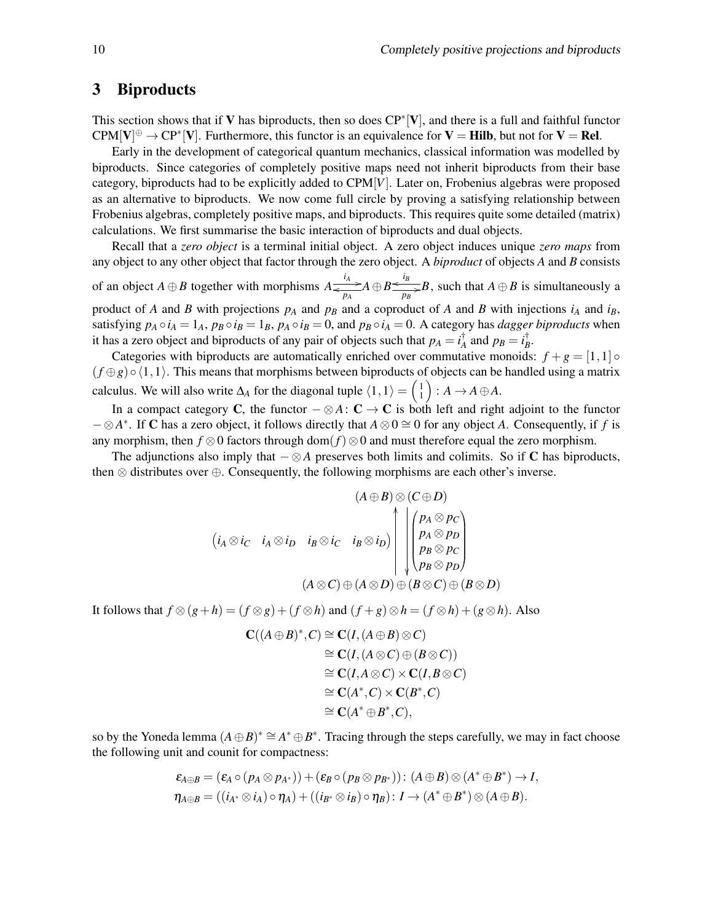## 3 Biproducts

This section shows that if $\mathbf{V}$ has biproducts, then so does $\mathrm{CP}^*[\mathbf{V}]$, and there is a full and faithful functor $\mathrm{CPM}[\mathbf{V}]^\oplus \to \mathrm{CP}^*[\mathbf{V}]$. Furthermore, this functor is an equivalence for $\mathbf{V} = \mathbf{Hilb}$, but not for $\mathbf{V} = \mathbf{Rel}$.

Early in the development of categorical quantum mechanics, classical information was modelled by biproducts. Since categories of completely positive maps need not inherit biproducts from their base category, biproducts had to be explicitly added to $\mathrm{CPM}[V]$. Later on, Frobenius algebras were proposed as an alternative to biproducts. We now come full circle by proving a satisfying relationship between Frobenius algebras, completely positive maps, and biproducts. This requires quite some detailed (matrix) calculations. We first summarise the basic interaction of biproducts and dual objects.

Recall that a *zero object* is a terminal initial object. A zero object induces unique *zero maps* from any object to any other object that factor through the zero object. A *biproduct* of objects $A$ and $B$ consists of an object $A \oplus B$ together with morphisms $A \underset{p_A}{\overset{i_A}{\rightleftarrows}} A \oplus B \underset{p_B}{\overset{i_B}{\leftrightarrows}} B$, such that $A \oplus B$ is simultaneously a product of $A$ and $B$ with projections $p_A$ and $p_B$ and a coproduct of $A$ and $B$ with injections $i_A$ and $i_B$, satisfying $p_A \circ i_A = 1_A$, $p_B \circ i_B = 1_B$, $p_A \circ i_B = 0$, and $p_B \circ i_A = 0$. A category has *dagger biproducts* when it has a zero object and biproducts of any pair of objects such that $p_A = i_A^\dagger$ and $p_B = i_B^\dagger$.

Categories with biproducts are automatically enriched over commutative monoids: $f + g = [1,1] \circ (f \oplus g) \circ \langle 1,1 \rangle$. This means that morphisms between biproducts of objects can be handled using a matrix calculus. We will also write $\Delta_A$ for the diagonal tuple $\langle 1,1 \rangle = \begin{pmatrix} 1 \\ 1 \end{pmatrix} : A \to A \oplus A$.

In a compact category $\mathbf{C}$, the functor $- \otimes A \colon \mathbf{C} \to \mathbf{C}$ is both left and right adjoint to the functor $- \otimes A^*$. If $\mathbf{C}$ has a zero object, it follows directly that $A \otimes 0 \cong 0$ for any object $A$. Consequently, if $f$ is any morphism, then $f \otimes 0$ factors through $\mathrm{dom}(f) \otimes 0$ and must therefore equal the zero morphism.

The adjunctions also imply that $- \otimes A$ preserves both limits and colimits. So if $\mathbf{C}$ has biproducts, then $\otimes$ distributes over $\oplus$. Consequently, the following morphisms are each other's inverse.

$$
\begin{array}{c}
(A \oplus B) \otimes (C \oplus D) \\
\begin{pmatrix} i_A \otimes i_C & i_A \otimes i_D & i_B \otimes i_C & i_B \otimes i_D \end{pmatrix} \Bigg\uparrow \;\; \Bigg\downarrow \begin{pmatrix} p_A \otimes p_C \\ p_A \otimes p_D \\ p_B \otimes p_C \\ p_B \otimes p_D \end{pmatrix} \\
(A \otimes C) \oplus (A \otimes D) \oplus (B \otimes C) \oplus (B \otimes D)
\end{array}
$$

It follows that $f \otimes (g+h) = (f \otimes g) + (f \otimes h)$ and $(f+g) \otimes h = (f \otimes h) + (g \otimes h)$. Also

$$
\begin{aligned}
\mathbf{C}((A \oplus B)^*, C) &\cong \mathbf{C}(I, (A \oplus B) \otimes C) \\
&\cong \mathbf{C}(I, (A \otimes C) \oplus (B \otimes C)) \\
&\cong \mathbf{C}(I, A \otimes C) \times \mathbf{C}(I, B \otimes C) \\
&\cong \mathbf{C}(A^*, C) \times \mathbf{C}(B^*, C) \\
&\cong \mathbf{C}(A^* \oplus B^*, C),
\end{aligned}
$$

so by the Yoneda lemma $(A \oplus B)^* \cong A^* \oplus B^*$. Tracing through the steps carefully, we may in fact choose the following unit and counit for compactness:

$$
\begin{aligned}
\varepsilon_{A \oplus B} &= (\varepsilon_A \circ (p_A \otimes p_{A^*})) + (\varepsilon_B \circ (p_B \otimes p_{B^*})) \colon (A \oplus B) \otimes (A^* \oplus B^*) \to I, \\
\eta_{A \oplus B} &= ((i_{A^*} \otimes i_A) \circ \eta_A) + ((i_{B^*} \otimes i_B) \circ \eta_B) \colon I \to (A^* \oplus B^*) \otimes (A \oplus B).
\end{aligned}
$$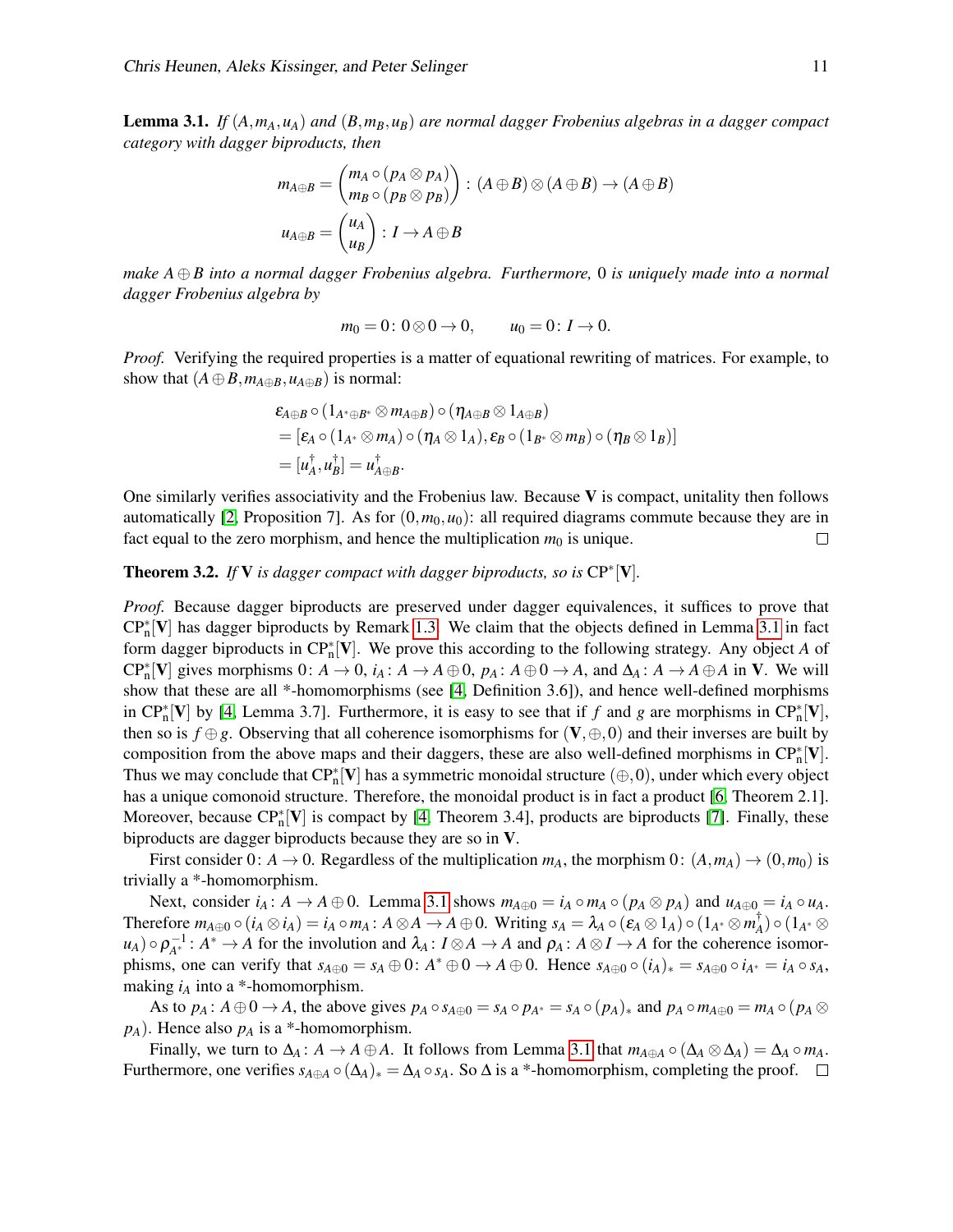**Lemma 3.1.** *If $(A, m_A, u_A)$ and $(B, m_B, u_B)$ are normal dagger Frobenius algebras in a dagger compact category with dagger biproducts, then*

$$m_{A\oplus B} = \begin{pmatrix} m_A \circ (p_A \otimes p_A) \\ m_B \circ (p_B \otimes p_B) \end{pmatrix} : (A\oplus B)\otimes(A\oplus B) \to (A\oplus B)$$

$$u_{A\oplus B} = \begin{pmatrix} u_A \\ u_B \end{pmatrix} : I \to A\oplus B$$

*make $A\oplus B$ into a normal dagger Frobenius algebra. Furthermore, $0$ is uniquely made into a normal dagger Frobenius algebra by*

$$m_0 = 0\colon 0\otimes 0 \to 0, \qquad u_0 = 0\colon I \to 0.$$

*Proof.* Verifying the required properties is a matter of equational rewriting of matrices. For example, to show that $(A\oplus B, m_{A\oplus B}, u_{A\oplus B})$ is normal:

$$\begin{aligned}
&\varepsilon_{A\oplus B} \circ (1_{A^*\oplus B^*} \otimes m_{A\oplus B}) \circ (\eta_{A\oplus B} \otimes 1_{A\oplus B}) \\
&= [\varepsilon_A \circ (1_{A^*}\otimes m_A)\circ(\eta_A \otimes 1_A), \varepsilon_B \circ (1_{B^*}\otimes m_B)\circ(\eta_B\otimes 1_B)] \\
&= [u_A^\dagger, u_B^\dagger] = u_{A\oplus B}^\dagger.
\end{aligned}$$

One similarly verifies associativity and the Frobenius law. Because $\mathbf{V}$ is compact, unitality then follows automatically [2, Proposition 7]. As for $(0, m_0, u_0)$: all required diagrams commute because they are in fact equal to the zero morphism, and hence the multiplication $m_0$ is unique. □

**Theorem 3.2.** *If $\mathbf{V}$ is dagger compact with dagger biproducts, so is $\mathrm{CP}^*[\mathbf{V}]$.*

*Proof.* Because dagger biproducts are preserved under dagger equivalences, it suffices to prove that $\mathrm{CP}^*_\mathrm{n}[\mathbf{V}]$ has dagger biproducts by Remark 1.3. We claim that the objects defined in Lemma 3.1 in fact form dagger biproducts in $\mathrm{CP}^*_\mathrm{n}[\mathbf{V}]$. We prove this according to the following strategy. Any object $A$ of $\mathrm{CP}^*_\mathrm{n}[\mathbf{V}]$ gives morphisms $0\colon A\to 0$, $i_A\colon A \to A\oplus 0$, $p_A\colon A\oplus 0 \to A$, and $\Delta_A\colon A \to A\oplus A$ in $\mathbf{V}$. We will show that these are all *-homomorphisms (see [4, Definition 3.6]), and hence well-defined morphisms in $\mathrm{CP}^*_\mathrm{n}[\mathbf{V}]$ by [4, Lemma 3.7]. Furthermore, it is easy to see that if $f$ and $g$ are morphisms in $\mathrm{CP}^*_\mathrm{n}[\mathbf{V}]$, then so is $f\oplus g$. Observing that all coherence isomorphisms for $(\mathbf{V}, \oplus, 0)$ and their inverses are built by composition from the above maps and their daggers, these are also well-defined morphisms in $\mathrm{CP}^*_\mathrm{n}[\mathbf{V}]$. Thus we may conclude that $\mathrm{CP}^*_\mathrm{n}[\mathbf{V}]$ has a symmetric monoidal structure $(\oplus, 0)$, under which every object has a unique comonoid structure. Therefore, the monoidal product is in fact a product [6, Theorem 2.1]. Moreover, because $\mathrm{CP}^*_\mathrm{n}[\mathbf{V}]$ is compact by [4, Theorem 3.4], products are biproducts [7]. Finally, these biproducts are dagger biproducts because they are so in $\mathbf{V}$.

First consider $0\colon A \to 0$. Regardless of the multiplication $m_A$, the morphism $0\colon (A, m_A) \to (0, m_0)$ is trivially a *-homomorphism.

Next, consider $i_A\colon A \to A\oplus 0$. Lemma 3.1 shows $m_{A\oplus 0} = i_A \circ m_A \circ (p_A \otimes p_A)$ and $u_{A\oplus 0} = i_A \circ u_A$. Therefore $m_{A\oplus 0}\circ(i_A\otimes i_A) = i_A \circ m_A \colon A\otimes A \to A\oplus 0$. Writing $s_A = \lambda_A \circ (\varepsilon_A \otimes 1_A)\circ(1_{A^*}\otimes m_A^\dagger)\circ(1_{A^*}\otimes u_A)\circ \rho_{A^*}^{-1}\colon A^* \to A$ for the involution and $\lambda_A\colon I\otimes A \to A$ and $\rho_A\colon A\otimes I \to A$ for the coherence isomorphisms, one can verify that $s_{A\oplus 0} = s_A \oplus 0\colon A^*\oplus 0 \to A\oplus 0$. Hence $s_{A\oplus 0}\circ (i_A)_* = s_{A\oplus 0}\circ i_{A^*} = i_A \circ s_A$, making $i_A$ into a *-homomorphism.

As to $p_A\colon A\oplus 0 \to A$, the above gives $p_A \circ s_{A\oplus 0} = s_A \circ p_{A^*} = s_A \circ (p_A)_*$ and $p_A \circ m_{A\oplus 0} = m_A \circ (p_A \otimes p_A)$. Hence also $p_A$ is a *-homomorphism.

Finally, we turn to $\Delta_A\colon A \to A\oplus A$. It follows from Lemma 3.1 that $m_{A\oplus A}\circ(\Delta_A\otimes\Delta_A) = \Delta_A \circ m_A$. Furthermore, one verifies $s_{A\oplus A}\circ(\Delta_A)_* = \Delta_A \circ s_A$. So $\Delta$ is a *-homomorphism, completing the proof. □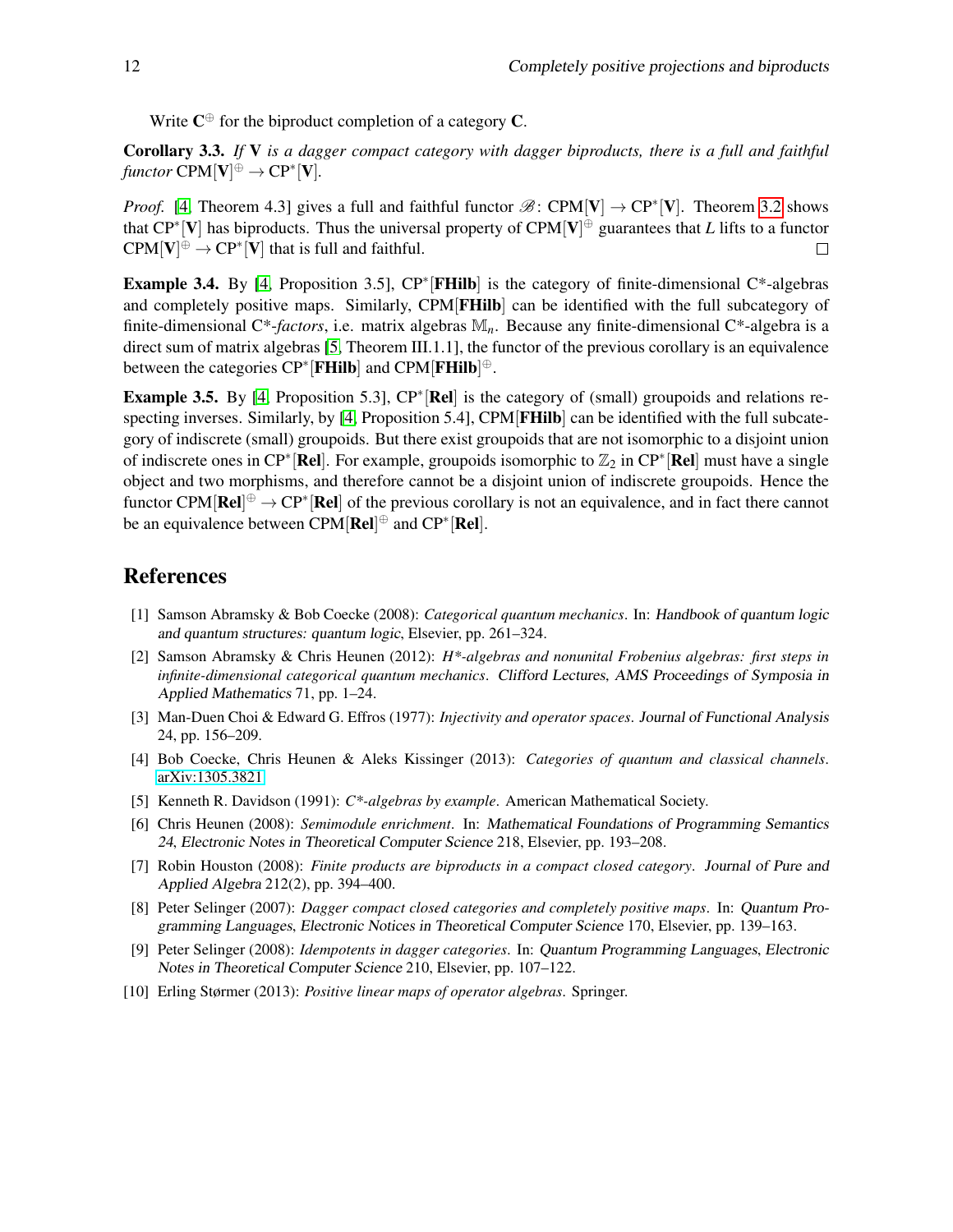Write $\mathbf{C}^{\oplus}$ for the biproduct completion of a category $\mathbf{C}$.

**Corollary 3.3.** *If* $\mathbf{V}$ *is a dagger compact category with dagger biproducts, there is a full and faithful functor* $\mathrm{CPM}[\mathbf{V}]^{\oplus} \to \mathrm{CP}^*[\mathbf{V}]$.

*Proof.* [4, Theorem 4.3] gives a full and faithful functor $\mathscr{B}\colon \mathrm{CPM}[\mathbf{V}] \to \mathrm{CP}^*[\mathbf{V}]$. Theorem 3.2 shows that $\mathrm{CP}^*[\mathbf{V}]$ has biproducts. Thus the universal property of $\mathrm{CPM}[\mathbf{V}]^{\oplus}$ guarantees that $L$ lifts to a functor $\mathrm{CPM}[\mathbf{V}]^{\oplus} \to \mathrm{CP}^*[\mathbf{V}]$ that is full and faithful. □

**Example 3.4.** By [4, Proposition 3.5], $\mathrm{CP}^*[\mathbf{FHilb}]$ is the category of finite-dimensional C\*-algebras and completely positive maps. Similarly, $\mathrm{CPM}[\mathbf{FHilb}]$ can be identified with the full subcategory of finite-dimensional C\*-*factors*, i.e. matrix algebras $\mathbb{M}_n$. Because any finite-dimensional C\*-algebra is a direct sum of matrix algebras [5, Theorem III.1.1], the functor of the previous corollary is an equivalence between the categories $\mathrm{CP}^*[\mathbf{FHilb}]$ and $\mathrm{CPM}[\mathbf{FHilb}]^{\oplus}$.

**Example 3.5.** By [4, Proposition 5.3], $\mathrm{CP}^*[\mathbf{Rel}]$ is the category of (small) groupoids and relations respecting inverses. Similarly, by [4, Proposition 5.4], $\mathrm{CPM}[\mathbf{Rel}]$ can be identified with the full subcategory of indiscrete (small) groupoids. But there exist groupoids that are not isomorphic to a disjoint union of indiscrete ones in $\mathrm{CP}^*[\mathbf{Rel}]$. For example, groupoids isomorphic to $\mathbb{Z}_2$ in $\mathrm{CP}^*[\mathbf{Rel}]$ must have a single object and two morphisms, and therefore cannot be a disjoint union of indiscrete groupoids. Hence the functor $\mathrm{CPM}[\mathbf{Rel}]^{\oplus} \to \mathrm{CP}^*[\mathbf{Rel}]$ of the previous corollary is not an equivalence, and in fact there cannot be an equivalence between $\mathrm{CPM}[\mathbf{Rel}]^{\oplus}$ and $\mathrm{CP}^*[\mathbf{Rel}]$.

## References

[1] Samson Abramsky & Bob Coecke (2008): *Categorical quantum mechanics*. In: Handbook of quantum logic and quantum structures: quantum logic, Elsevier, pp. 261–324.

[2] Samson Abramsky & Chris Heunen (2012): *H\*-algebras and nonunital Frobenius algebras: first steps in infinite-dimensional categorical quantum mechanics*. Clifford Lectures, AMS Proceedings of Symposia in Applied Mathematics 71, pp. 1–24.

[3] Man-Duen Choi & Edward G. Effros (1977): *Injectivity and operator spaces*. Journal of Functional Analysis 24, pp. 156–209.

[4] Bob Coecke, Chris Heunen & Aleks Kissinger (2013): *Categories of quantum and classical channels*. arXiv:1305.3821.

[5] Kenneth R. Davidson (1991): *C\*-algebras by example*. American Mathematical Society.

[6] Chris Heunen (2008): *Semimodule enrichment*. In: Mathematical Foundations of Programming Semantics 24, Electronic Notes in Theoretical Computer Science 218, Elsevier, pp. 193–208.

[7] Robin Houston (2008): *Finite products are biproducts in a compact closed category*. Journal of Pure and Applied Algebra 212(2), pp. 394–400.

[8] Peter Selinger (2007): *Dagger compact closed categories and completely positive maps*. In: Quantum Programming Languages, Electronic Notices in Theoretical Computer Science 170, Elsevier, pp. 139–163.

[9] Peter Selinger (2008): *Idempotents in dagger categories*. In: Quantum Programming Languages, Electronic Notes in Theoretical Computer Science 210, Elsevier, pp. 107–122.

[10] Erling Størmer (2013): *Positive linear maps of operator algebras*. Springer.